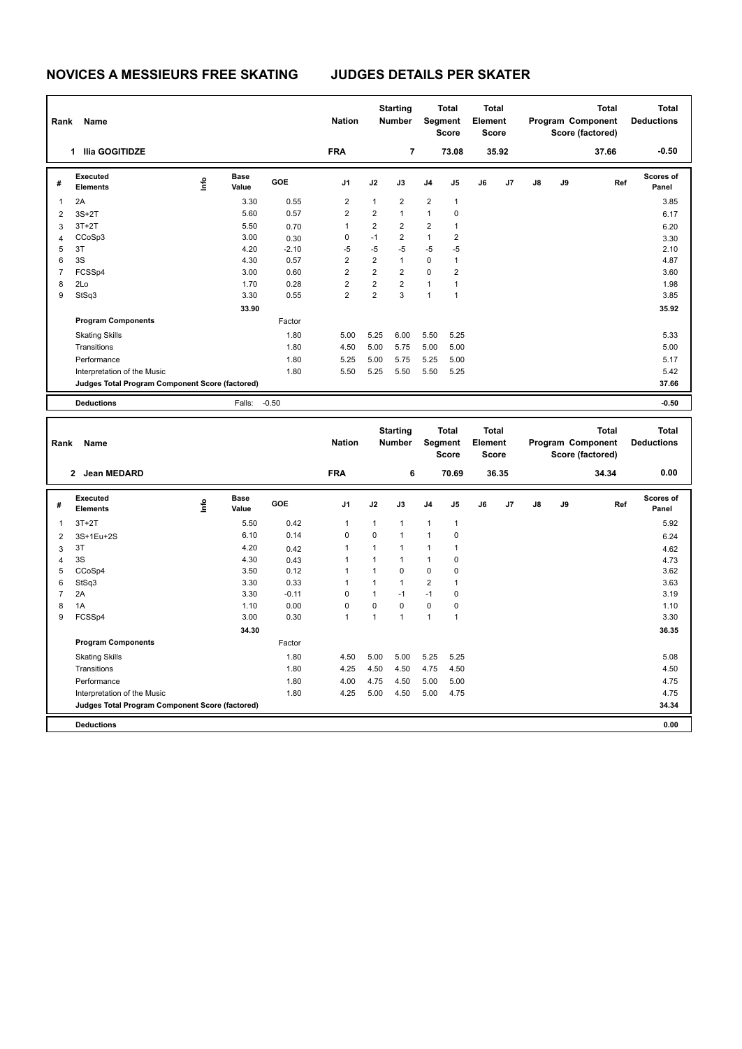# NOVICES A MESSIEURS FREE SKATING JUDGES DETAILS PER SKATER

| Rank | Name | Nation | Starting Number | Total Segment Score | Total Element Score | Total Program Component Score (factored) | Total Deductions |
|---|---|---|---|---|---|---|---|
| 1 | Ilia GOGITIDZE | FRA | 7 | 73.08 | 35.92 | 37.66 | -0.50 |

| # | Executed Elements | Info | Base Value | GOE | J1 | J2 | J3 | J4 | J5 | J6 | J7 | J8 | J9 | Ref | Scores of Panel |
|---|---|---|---|---|---|---|---|---|---|---|---|---|---|---|---|
| 1 | 2A | | 3.30 | 0.55 | 2 | 1 | 2 | 2 | 1 | | | | | | 3.85 |
| 2 | 3S+2T | | 5.60 | 0.57 | 2 | 2 | 1 | 1 | 0 | | | | | | 6.17 |
| 3 | 3T+2T | | 5.50 | 0.70 | 1 | 2 | 2 | 2 | 1 | | | | | | 6.20 |
| 4 | CCoSp3 | | 3.00 | 0.30 | 0 | -1 | 2 | 1 | 2 | | | | | | 3.30 |
| 5 | 3T | | 4.20 | -2.10 | -5 | -5 | -5 | -5 | -5 | | | | | | 2.10 |
| 6 | 3S | | 4.30 | 0.57 | 2 | 2 | 1 | 0 | 1 | | | | | | 4.87 |
| 7 | FCSSp4 | | 3.00 | 0.60 | 2 | 2 | 2 | 0 | 2 | | | | | | 3.60 |
| 8 | 2Lo | | 1.70 | 0.28 | 2 | 2 | 2 | 1 | 1 | | | | | | 1.98 |
| 9 | StSq3 | | 3.30 | 0.55 | 2 | 2 | 3 | 1 | 1 | | | | | | 3.85 |
| | | | 33.90 | | | | | | | | | | | | 35.92 |
| | **Program Components** | | | Factor | | | | | | | | | | | |
| | Skating Skills | | | 1.80 | 5.00 | 5.25 | 6.00 | 5.50 | 5.25 | | | | | | 5.33 |
| | Transitions | | | 1.80 | 4.50 | 5.00 | 5.75 | 5.00 | 5.00 | | | | | | 5.00 |
| | Performance | | | 1.80 | 5.25 | 5.00 | 5.75 | 5.25 | 5.00 | | | | | | 5.17 |
| | Interpretation of the Music | | | 1.80 | 5.50 | 5.25 | 5.50 | 5.50 | 5.25 | | | | | | 5.42 |
| | **Judges Total Program Component Score (factored)** | | | | | | | | | | | | | | 37.66 |
| | **Deductions** | | Falls: | -0.50 | | | | | | | | | | | -0.50 |

| Rank | Name | Nation | Starting Number | Total Segment Score | Total Element Score | Total Program Component Score (factored) | Total Deductions |
|---|---|---|---|---|---|---|---|
| 2 | Jean MEDARD | FRA | 6 | 70.69 | 36.35 | 34.34 | 0.00 |

| # | Executed Elements | Info | Base Value | GOE | J1 | J2 | J3 | J4 | J5 | J6 | J7 | J8 | J9 | Ref | Scores of Panel |
|---|---|---|---|---|---|---|---|---|---|---|---|---|---|---|---|
| 1 | 3T+2T | | 5.50 | 0.42 | 1 | 1 | 1 | 1 | 1 | | | | | | 5.92 |
| 2 | 3S+1Eu+2S | | 6.10 | 0.14 | 0 | 0 | 1 | 1 | 0 | | | | | | 6.24 |
| 3 | 3T | | 4.20 | 0.42 | 1 | 1 | 1 | 1 | 1 | | | | | | 4.62 |
| 4 | 3S | | 4.30 | 0.43 | 1 | 1 | 1 | 1 | 0 | | | | | | 4.73 |
| 5 | CCoSp4 | | 3.50 | 0.12 | 1 | 1 | 0 | 0 | 0 | | | | | | 3.62 |
| 6 | StSq3 | | 3.30 | 0.33 | 1 | 1 | 1 | 2 | 1 | | | | | | 3.63 |
| 7 | 2A | | 3.30 | -0.11 | 0 | 1 | -1 | -1 | 0 | | | | | | 3.19 |
| 8 | 1A | | 1.10 | 0.00 | 0 | 0 | 0 | 0 | 0 | | | | | | 1.10 |
| 9 | FCSSp4 | | 3.00 | 0.30 | 1 | 1 | 1 | 1 | 1 | | | | | | 3.30 |
| | | | 34.30 | | | | | | | | | | | | 36.35 |
| | **Program Components** | | | Factor | | | | | | | | | | | |
| | Skating Skills | | | 1.80 | 4.50 | 5.00 | 5.00 | 5.25 | 5.25 | | | | | | 5.08 |
| | Transitions | | | 1.80 | 4.25 | 4.50 | 4.50 | 4.75 | 4.50 | | | | | | 4.50 |
| | Performance | | | 1.80 | 4.00 | 4.75 | 4.50 | 5.00 | 5.00 | | | | | | 4.75 |
| | Interpretation of the Music | | | 1.80 | 4.25 | 5.00 | 4.50 | 5.00 | 4.75 | | | | | | 4.75 |
| | **Judges Total Program Component Score (factored)** | | | | | | | | | | | | | | 34.34 |
| | **Deductions** | | | | | | | | | | | | | | 0.00 |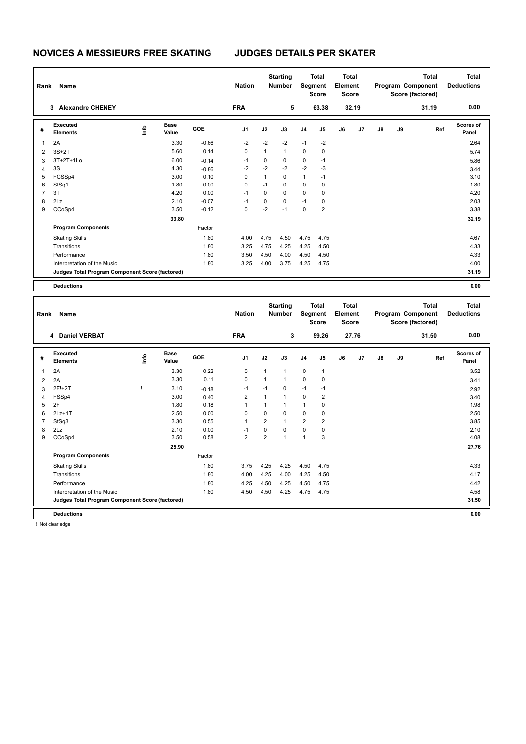# NOVICES A MESSIEURS FREE SKATING JUDGES DETAILS PER SKATER

| Rank | Name | Nation | Starting Number | Total Segment Score | Total Element Score | Total Program Component Score (factored) | Total Deductions |
|---|---|---|---|---|---|---|---|
| 3 | Alexandre CHENEY | FRA | 5 | 63.38 | 32.19 | 31.19 | 0.00 |

| # | Executed Elements | Info | Base Value | GOE | J1 | J2 | J3 | J4 | J5 | J6 | J7 | J8 | J9 | Ref | Scores of Panel |
|---|---|---|---|---|---|---|---|---|---|---|---|---|---|---|---|
| 1 | 2A | | 3.30 | -0.66 | -2 | -2 | -2 | -1 | -2 | | | | | | 2.64 |
| 2 | 3S+2T | | 5.60 | 0.14 | 0 | 1 | 1 | 0 | 0 | | | | | | 5.74 |
| 3 | 3T+2T+1Lo | | 6.00 | -0.14 | -1 | 0 | 0 | 0 | -1 | | | | | | 5.86 |
| 4 | 3S | | 4.30 | -0.86 | -2 | -2 | -2 | -2 | -3 | | | | | | 3.44 |
| 5 | FCSSp4 | | 3.00 | 0.10 | 0 | 1 | 0 | 1 | -1 | | | | | | 3.10 |
| 6 | StSq1 | | 1.80 | 0.00 | 0 | -1 | 0 | 0 | 0 | | | | | | 1.80 |
| 7 | 3T | | 4.20 | 0.00 | -1 | 0 | 0 | 0 | 0 | | | | | | 4.20 |
| 8 | 2Lz | | 2.10 | -0.07 | -1 | 0 | 0 | -1 | 0 | | | | | | 2.03 |
| 9 | CCoSp4 | | 3.50 | -0.12 | 0 | -2 | -1 | 0 | 2 | | | | | | 3.38 |
| | | | 33.80 | | | | | | | | | | | | 32.19 |
| | **Program Components** | | | Factor | | | | | | | | | | | |
| | Skating Skills | | | 1.80 | 4.00 | 4.75 | 4.50 | 4.75 | 4.75 | | | | | | 4.67 |
| | Transitions | | | 1.80 | 3.25 | 4.75 | 4.25 | 4.25 | 4.50 | | | | | | 4.33 |
| | Performance | | | 1.80 | 3.50 | 4.50 | 4.00 | 4.50 | 4.50 | | | | | | 4.33 |
| | Interpretation of the Music | | | 1.80 | 3.25 | 4.00 | 3.75 | 4.25 | 4.75 | | | | | | 4.00 |
| | **Judges Total Program Component Score (factored)** | | | | | | | | | | | | | | 31.19 |
| | **Deductions** | | | | | | | | | | | | | | 0.00 |

| Rank | Name | Nation | Starting Number | Total Segment Score | Total Element Score | Total Program Component Score (factored) | Total Deductions |
|---|---|---|---|---|---|---|---|
| 4 | Daniel VERBAT | FRA | 3 | 59.26 | 27.76 | 31.50 | 0.00 |

| # | Executed Elements | Info | Base Value | GOE | J1 | J2 | J3 | J4 | J5 | J6 | J7 | J8 | J9 | Ref | Scores of Panel |
|---|---|---|---|---|---|---|---|---|---|---|---|---|---|---|---|
| 1 | 2A | | 3.30 | 0.22 | 0 | 1 | 1 | 0 | 1 | | | | | | 3.52 |
| 2 | 2A | | 3.30 | 0.11 | 0 | 1 | 1 | 0 | 0 | | | | | | 3.41 |
| 3 | 2F!+2T | ! | 3.10 | -0.18 | -1 | -1 | 0 | -1 | -1 | | | | | | 2.92 |
| 4 | FSSp4 | | 3.00 | 0.40 | 2 | 1 | 1 | 0 | 2 | | | | | | 3.40 |
| 5 | 2F | | 1.80 | 0.18 | 1 | 1 | 1 | 1 | 0 | | | | | | 1.98 |
| 6 | 2Lz+1T | | 2.50 | 0.00 | 0 | 0 | 0 | 0 | 0 | | | | | | 2.50 |
| 7 | StSq3 | | 3.30 | 0.55 | 1 | 2 | 1 | 2 | 2 | | | | | | 3.85 |
| 8 | 2Lz | | 2.10 | 0.00 | -1 | 0 | 0 | 0 | 0 | | | | | | 2.10 |
| 9 | CCoSp4 | | 3.50 | 0.58 | 2 | 2 | 1 | 1 | 3 | | | | | | 4.08 |
| | | | 25.90 | | | | | | | | | | | | 27.76 |
| | **Program Components** | | | Factor | | | | | | | | | | | |
| | Skating Skills | | | 1.80 | 3.75 | 4.25 | 4.25 | 4.50 | 4.75 | | | | | | 4.33 |
| | Transitions | | | 1.80 | 4.00 | 4.25 | 4.00 | 4.25 | 4.50 | | | | | | 4.17 |
| | Performance | | | 1.80 | 4.25 | 4.50 | 4.25 | 4.50 | 4.75 | | | | | | 4.42 |
| | Interpretation of the Music | | | 1.80 | 4.50 | 4.50 | 4.25 | 4.75 | 4.75 | | | | | | 4.58 |
| | **Judges Total Program Component Score (factored)** | | | | | | | | | | | | | | 31.50 |
| | **Deductions** | | | | | | | | | | | | | | 0.00 |

! Not clear edge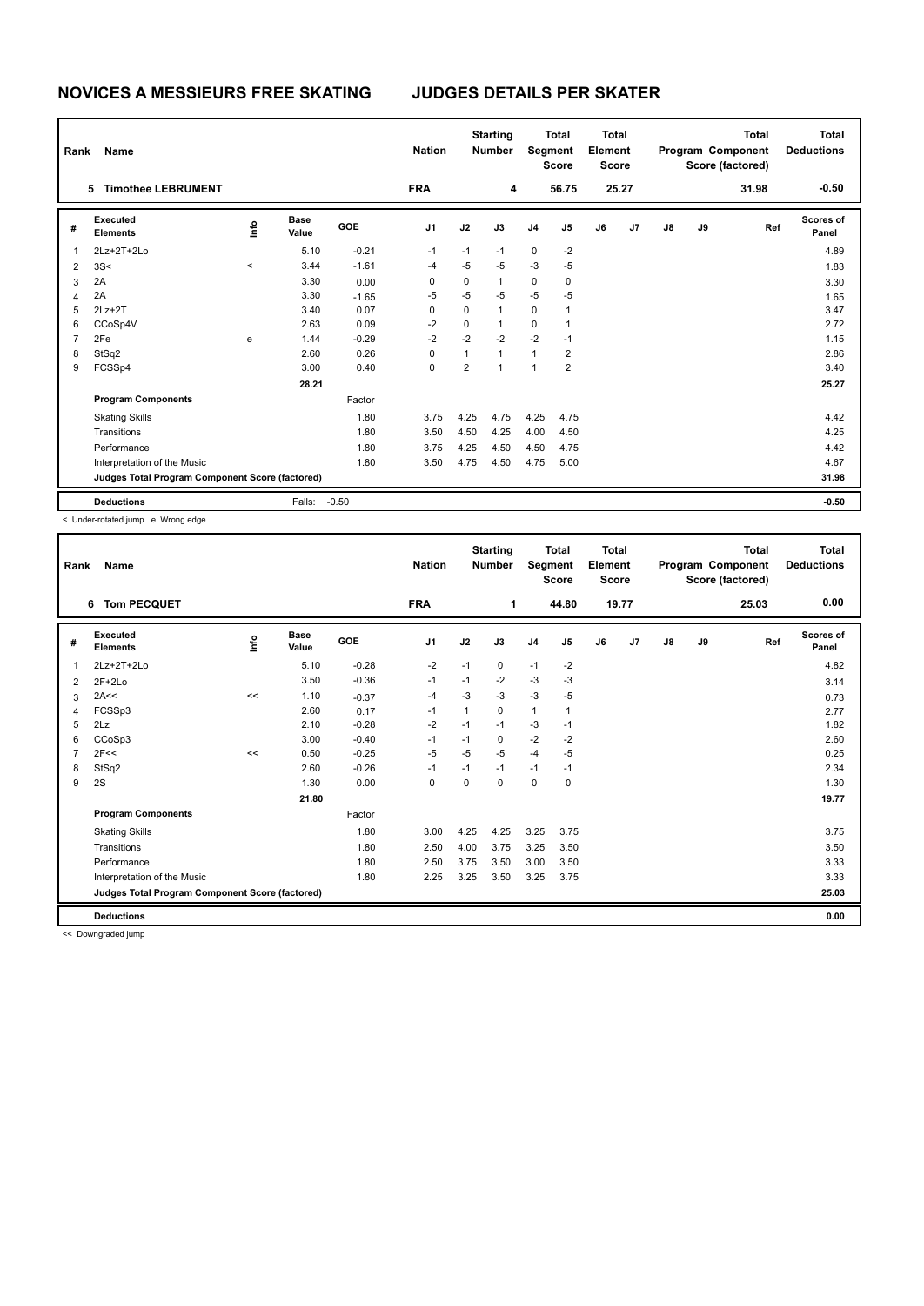# NOVICES A MESSIEURS FREE SKATING — JUDGES DETAILS PER SKATER

| Rank | Name | Nation | Starting Number | Total Segment Score | Total Element Score | Total Program Component Score (factored) | Total Deductions |
|---|---|---|---|---|---|---|---|
| 5 | Timothee LEBRUMENT | FRA | 4 | 56.75 | 25.27 | 31.98 | -0.50 |

| # | Executed Elements | Info | Base Value | GOE | J1 | J2 | J3 | J4 | J5 | J6 | J7 | J8 | J9 | Ref | Scores of Panel |
|---|---|---|---|---|---|---|---|---|---|---|---|---|---|---|---|
| 1 | 2Lz+2T+2Lo | | 5.10 | -0.21 | -1 | -1 | -1 | 0 | -2 | | | | | | 4.89 |
| 2 | 3S< | < | 3.44 | -1.61 | -4 | -5 | -5 | -3 | -5 | | | | | | 1.83 |
| 3 | 2A | | 3.30 | 0.00 | 0 | 0 | 1 | 0 | 0 | | | | | | 3.30 |
| 4 | 2A | | 3.30 | -1.65 | -5 | -5 | -5 | -5 | -5 | | | | | | 1.65 |
| 5 | 2Lz+2T | | 3.40 | 0.07 | 0 | 0 | 1 | 0 | 1 | | | | | | 3.47 |
| 6 | CCoSp4V | | 2.63 | 0.09 | -2 | 0 | 1 | 0 | 1 | | | | | | 2.72 |
| 7 | 2Fe | e | 1.44 | -0.29 | -2 | -2 | -2 | -2 | -1 | | | | | | 1.15 |
| 8 | StSq2 | | 2.60 | 0.26 | 0 | 1 | 1 | 1 | 2 | | | | | | 2.86 |
| 9 | FCSSp4 | | 3.00 | 0.40 | 0 | 2 | 1 | 1 | 2 | | | | | | 3.40 |
| | | | 28.21 | | | | | | | | | | | | 25.27 |
| | **Program Components** | | | Factor | | | | | | | | | | | |
| | Skating Skills | | | 1.80 | 3.75 | 4.25 | 4.75 | 4.25 | 4.75 | | | | | | 4.42 |
| | Transitions | | | 1.80 | 3.50 | 4.50 | 4.25 | 4.00 | 4.50 | | | | | | 4.25 |
| | Performance | | | 1.80 | 3.75 | 4.25 | 4.50 | 4.50 | 4.75 | | | | | | 4.42 |
| | Interpretation of the Music | | | 1.80 | 3.50 | 4.75 | 4.50 | 4.75 | 5.00 | | | | | | 4.67 |
| | **Judges Total Program Component Score (factored)** | | | | | | | | | | | | | | 31.98 |
| | **Deductions** | | Falls: | -0.50 | | | | | | | | | | | -0.50 |

< Under-rotated jump e Wrong edge

| Rank | Name | Nation | Starting Number | Total Segment Score | Total Element Score | Total Program Component Score (factored) | Total Deductions |
|---|---|---|---|---|---|---|---|
| 6 | Tom PECQUET | FRA | 1 | 44.80 | 19.77 | 25.03 | 0.00 |

| # | Executed Elements | Info | Base Value | GOE | J1 | J2 | J3 | J4 | J5 | J6 | J7 | J8 | J9 | Ref | Scores of Panel |
|---|---|---|---|---|---|---|---|---|---|---|---|---|---|---|---|
| 1 | 2Lz+2T+2Lo | | 5.10 | -0.28 | -2 | -1 | 0 | -1 | -2 | | | | | | 4.82 |
| 2 | 2F+2Lo | | 3.50 | -0.36 | -1 | -1 | -2 | -3 | -3 | | | | | | 3.14 |
| 3 | 2A<< | << | 1.10 | -0.37 | -4 | -3 | -3 | -3 | -5 | | | | | | 0.73 |
| 4 | FCSSp3 | | 2.60 | 0.17 | -1 | 1 | 0 | 1 | 1 | | | | | | 2.77 |
| 5 | 2Lz | | 2.10 | -0.28 | -2 | -1 | -1 | -3 | -1 | | | | | | 1.82 |
| 6 | CCoSp3 | | 3.00 | -0.40 | -1 | -1 | 0 | -2 | -2 | | | | | | 2.60 |
| 7 | 2F<< | << | 0.50 | -0.25 | -5 | -5 | -5 | -4 | -5 | | | | | | 0.25 |
| 8 | StSq2 | | 2.60 | -0.26 | -1 | -1 | -1 | -1 | -1 | | | | | | 2.34 |
| 9 | 2S | | 1.30 | 0.00 | 0 | 0 | 0 | 0 | 0 | | | | | | 1.30 |
| | | | 21.80 | | | | | | | | | | | | 19.77 |
| | **Program Components** | | | Factor | | | | | | | | | | | |
| | Skating Skills | | | 1.80 | 3.00 | 4.25 | 4.25 | 3.25 | 3.75 | | | | | | 3.75 |
| | Transitions | | | 1.80 | 2.50 | 4.00 | 3.75 | 3.25 | 3.50 | | | | | | 3.50 |
| | Performance | | | 1.80 | 2.50 | 3.75 | 3.50 | 3.00 | 3.50 | | | | | | 3.33 |
| | Interpretation of the Music | | | 1.80 | 2.25 | 3.25 | 3.50 | 3.25 | 3.75 | | | | | | 3.33 |
| | **Judges Total Program Component Score (factored)** | | | | | | | | | | | | | | 25.03 |
| | **Deductions** | | | | | | | | | | | | | | 0.00 |

<< Downgraded jump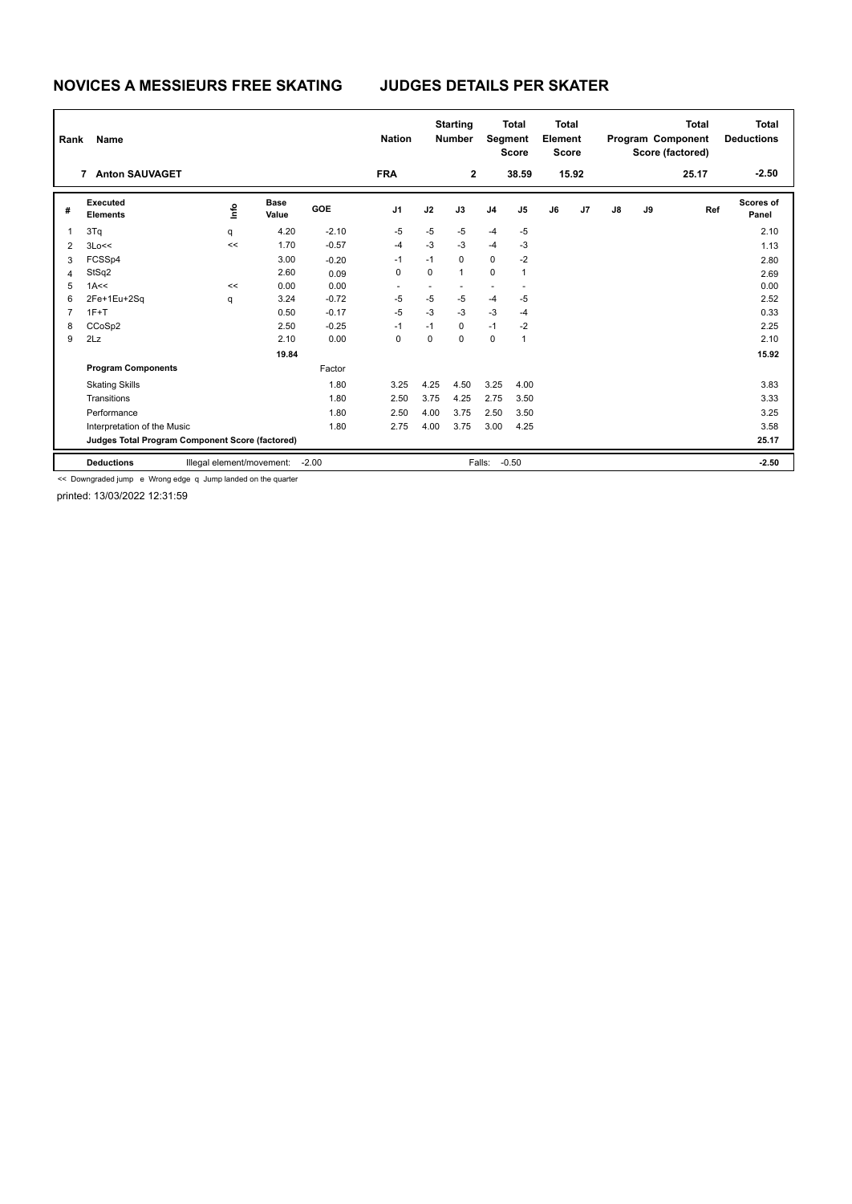# NOVICES A MESSIEURS FREE SKATING    JUDGES DETAILS PER SKATER

| Rank | Name | Nation | Starting Number | Total Segment Score | Total Element Score | Total Program Component Score (factored) | Total Deductions |
|---|---|---|---|---|---|---|---|
| 7 | Anton SAUVAGET | FRA | 2 | 38.59 | 15.92 | 25.17 | -2.50 |

| # | Executed Elements | Info | Base Value | GOE | J1 | J2 | J3 | J4 | J5 | J6 | J7 | J8 | J9 | Ref | Scores of Panel |
|---|---|---|---|---|---|---|---|---|---|---|---|---|---|---|---|
| 1 | 3Tq | q | 4.20 | -2.10 | -5 | -5 | -5 | -4 | -5 | | | | | | 2.10 |
| 2 | 3Lo<< | << | 1.70 | -0.57 | -4 | -3 | -3 | -4 | -3 | | | | | | 1.13 |
| 3 | FCSSp4 | | 3.00 | -0.20 | -1 | -1 | 0 | 0 | -2 | | | | | | 2.80 |
| 4 | StSq2 | | 2.60 | 0.09 | 0 | 0 | 1 | 0 | 1 | | | | | | 2.69 |
| 5 | 1A<< | << | 0.00 | 0.00 | - | - | - | - | - | | | | | | 0.00 |
| 6 | 2Fe+1Eu+2Sq | q | 3.24 | -0.72 | -5 | -5 | -5 | -4 | -5 | | | | | | 2.52 |
| 7 | 1F+T | | 0.50 | -0.17 | -5 | -3 | -3 | -3 | -4 | | | | | | 0.33 |
| 8 | CCoSp2 | | 2.50 | -0.25 | -1 | -1 | 0 | -1 | -2 | | | | | | 2.25 |
| 9 | 2Lz | | 2.10 | 0.00 | 0 | 0 | 0 | 0 | 1 | | | | | | 2.10 |
| | | | 19.84 | | | | | | | | | | | | 15.92 |
| | **Program Components** | | | Factor | | | | | | | | | | | |
| | Skating Skills | | | 1.80 | 3.25 | 4.25 | 4.50 | 3.25 | 4.00 | | | | | | 3.83 |
| | Transitions | | | 1.80 | 2.50 | 3.75 | 4.25 | 2.75 | 3.50 | | | | | | 3.33 |
| | Performance | | | 1.80 | 2.50 | 4.00 | 3.75 | 2.50 | 3.50 | | | | | | 3.25 |
| | Interpretation of the Music | | | 1.80 | 2.75 | 4.00 | 3.75 | 3.00 | 4.25 | | | | | | 3.58 |
| | **Judges Total Program Component Score (factored)** | | | | | | | | | | | | | | 25.17 |
| | **Deductions** | Illegal element/movement: | | -2.00 | | | Falls: | | -0.50 | | | | | | -2.50 |

<< Downgraded jump   e Wrong edge   q Jump landed on the quarter

printed: 13/03/2022 12:31:59